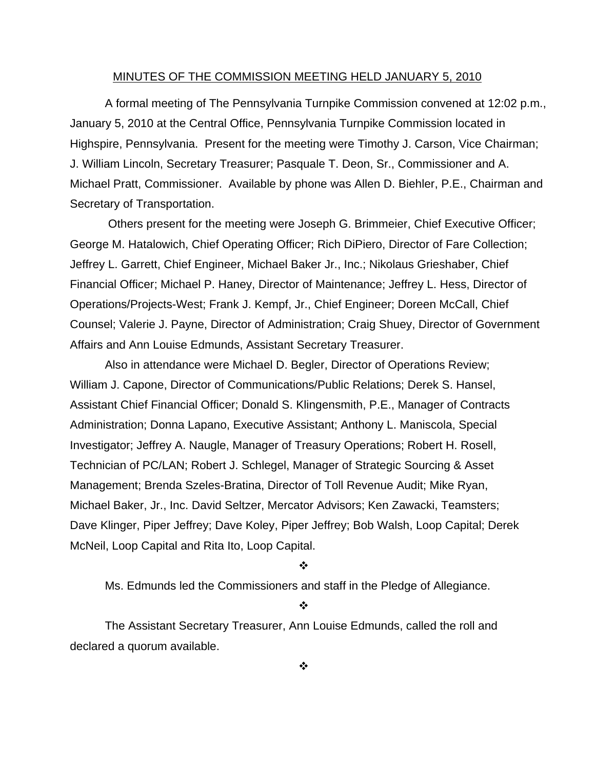# MINUTES OF THE COMMISSION MEETING HELD JANUARY 5, 2010

A formal meeting of The Pennsylvania Turnpike Commission convened at 12:02 p.m., January 5, 2010 at the Central Office, Pennsylvania Turnpike Commission located in Highspire, Pennsylvania. Present for the meeting were Timothy J. Carson, Vice Chairman; J. William Lincoln, Secretary Treasurer; Pasquale T. Deon, Sr., Commissioner and A. Michael Pratt, Commissioner. Available by phone was Allen D. Biehler, P.E., Chairman and Secretary of Transportation.

Others present for the meeting were Joseph G. Brimmeier, Chief Executive Officer; George M. Hatalowich, Chief Operating Officer; Rich DiPiero, Director of Fare Collection; Jeffrey L. Garrett, Chief Engineer, Michael Baker Jr., Inc.; Nikolaus Grieshaber, Chief Financial Officer; Michael P. Haney, Director of Maintenance; Jeffrey L. Hess, Director of Operations/Projects-West; Frank J. Kempf, Jr., Chief Engineer; Doreen McCall, Chief Counsel; Valerie J. Payne, Director of Administration; Craig Shuey, Director of Government Affairs and Ann Louise Edmunds, Assistant Secretary Treasurer.

Also in attendance were Michael D. Begler, Director of Operations Review; William J. Capone, Director of Communications/Public Relations; Derek S. Hansel, Assistant Chief Financial Officer; Donald S. Klingensmith, P.E., Manager of Contracts Administration; Donna Lapano, Executive Assistant; Anthony L. Maniscola, Special Investigator; Jeffrey A. Naugle, Manager of Treasury Operations; Robert H. Rosell, Technician of PC/LAN; Robert J. Schlegel, Manager of Strategic Sourcing & Asset Management; Brenda Szeles-Bratina, Director of Toll Revenue Audit; Mike Ryan, Michael Baker, Jr., Inc. David Seltzer, Mercator Advisors; Ken Zawacki, Teamsters; Dave Klinger, Piper Jeffrey; Dave Koley, Piper Jeffrey; Bob Walsh, Loop Capital; Derek McNeil, Loop Capital and Rita Ito, Loop Capital.

❖

Ms. Edmunds led the Commissioners and staff in the Pledge of Allegiance.

❖

The Assistant Secretary Treasurer, Ann Louise Edmunds, called the roll and declared a quorum available.

❖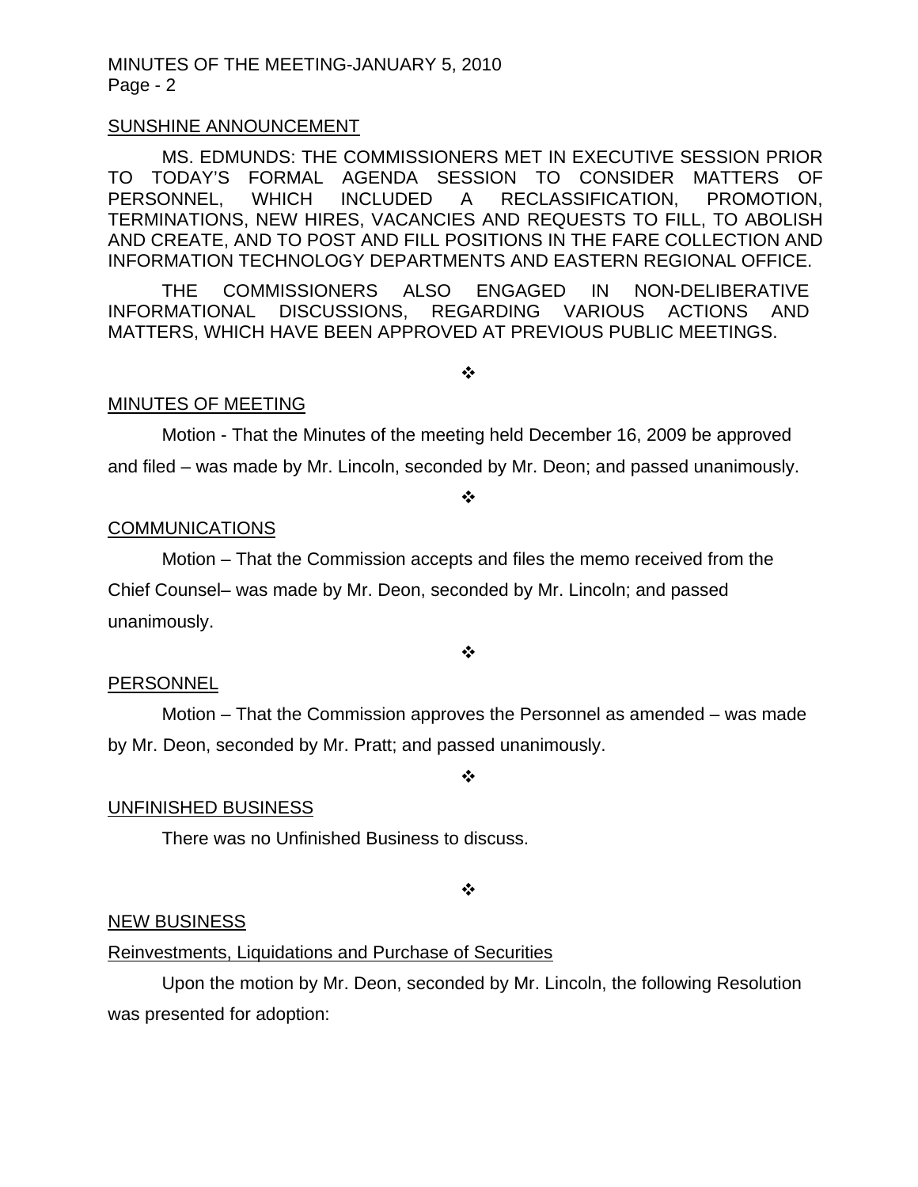SUNSHINE ANNOUNCEMENT

MS. EDMUNDS: THE COMMISSIONERS MET IN EXECUTIVE SESSION PRIOR TO TODAY'S FORMAL AGENDA SESSION TO CONSIDER MATTERS OF PERSONNEL, WHICH INCLUDED A RECLASSIFICATION, PROMOTION, TERMINATIONS, NEW HIRES, VACANCIES AND REQUESTS TO FILL, TO ABOLISH AND CREATE, AND TO POST AND FILL POSITIONS IN THE FARE COLLECTION AND INFORMATION TECHNOLOGY DEPARTMENTS AND EASTERN REGIONAL OFFICE.

THE COMMISSIONERS ALSO ENGAGED IN NON-DELIBERATIVE INFORMATIONAL DISCUSSIONS, REGARDING VARIOUS ACTIONS AND MATTERS, WHICH HAVE BEEN APPROVED AT PREVIOUS PUBLIC MEETINGS.

❖

MINUTES OF MEETING

Motion - That the Minutes of the meeting held December 16, 2009 be approved and filed – was made by Mr. Lincoln, seconded by Mr. Deon; and passed unanimously.

❖

COMMUNICATIONS

Motion – That the Commission accepts and files the memo received from the Chief Counsel– was made by Mr. Deon, seconded by Mr. Lincoln; and passed unanimously.

❖

PERSONNEL

Motion – That the Commission approves the Personnel as amended – was made by Mr. Deon, seconded by Mr. Pratt; and passed unanimously.

❖

UNFINISHED BUSINESS

There was no Unfinished Business to discuss.

❖

NEW BUSINESS

Reinvestments, Liquidations and Purchase of Securities

Upon the motion by Mr. Deon, seconded by Mr. Lincoln, the following Resolution was presented for adoption: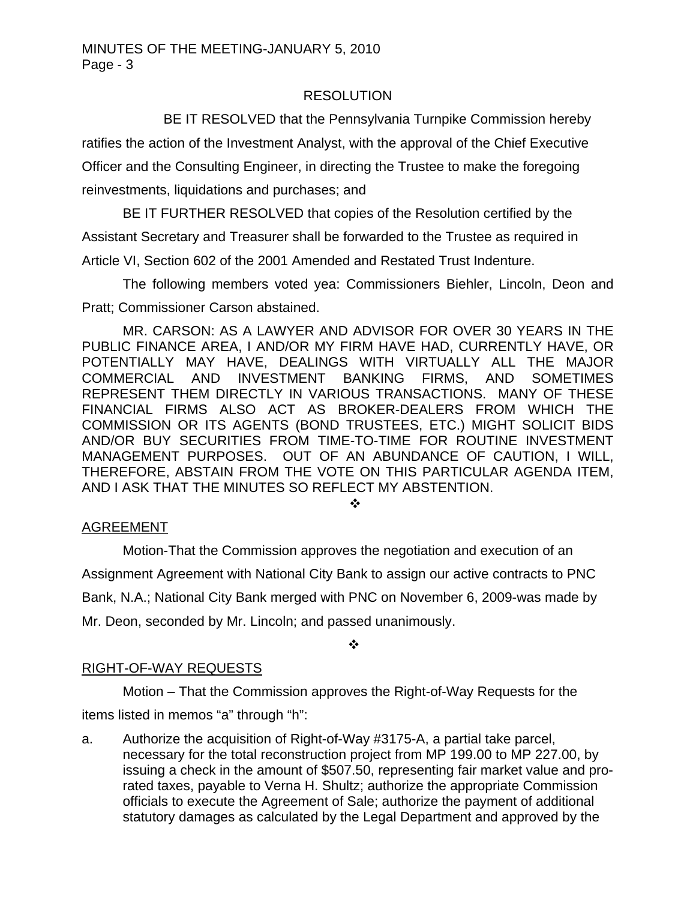## RESOLUTION

BE IT RESOLVED that the Pennsylvania Turnpike Commission hereby ratifies the action of the Investment Analyst, with the approval of the Chief Executive Officer and the Consulting Engineer, in directing the Trustee to make the foregoing reinvestments, liquidations and purchases; and

BE IT FURTHER RESOLVED that copies of the Resolution certified by the Assistant Secretary and Treasurer shall be forwarded to the Trustee as required in Article VI, Section 602 of the 2001 Amended and Restated Trust Indenture.

The following members voted yea: Commissioners Biehler, Lincoln, Deon and Pratt; Commissioner Carson abstained.

MR. CARSON: AS A LAWYER AND ADVISOR FOR OVER 30 YEARS IN THE PUBLIC FINANCE AREA, I AND/OR MY FIRM HAVE HAD, CURRENTLY HAVE, OR POTENTIALLY MAY HAVE, DEALINGS WITH VIRTUALLY ALL THE MAJOR COMMERCIAL AND INVESTMENT BANKING FIRMS, AND SOMETIMES REPRESENT THEM DIRECTLY IN VARIOUS TRANSACTIONS. MANY OF THESE FINANCIAL FIRMS ALSO ACT AS BROKER-DEALERS FROM WHICH THE COMMISSION OR ITS AGENTS (BOND TRUSTEES, ETC.) MIGHT SOLICIT BIDS AND/OR BUY SECURITIES FROM TIME-TO-TIME FOR ROUTINE INVESTMENT MANAGEMENT PURPOSES. OUT OF AN ABUNDANCE OF CAUTION, I WILL, THEREFORE, ABSTAIN FROM THE VOTE ON THIS PARTICULAR AGENDA ITEM, AND I ASK THAT THE MINUTES SO REFLECT MY ABSTENTION.

❖

## AGREEMENT

Motion-That the Commission approves the negotiation and execution of an Assignment Agreement with National City Bank to assign our active contracts to PNC Bank, N.A.; National City Bank merged with PNC on November 6, 2009-was made by Mr. Deon, seconded by Mr. Lincoln; and passed unanimously.

❖

## RIGHT-OF-WAY REQUESTS

Motion – That the Commission approves the Right-of-Way Requests for the items listed in memos "a" through "h":

a. Authorize the acquisition of Right-of-Way #3175-A, a partial take parcel, necessary for the total reconstruction project from MP 199.00 to MP 227.00, by issuing a check in the amount of $507.50, representing fair market value and pro-rated taxes, payable to Verna H. Shultz; authorize the appropriate Commission officials to execute the Agreement of Sale; authorize the payment of additional statutory damages as calculated by the Legal Department and approved by the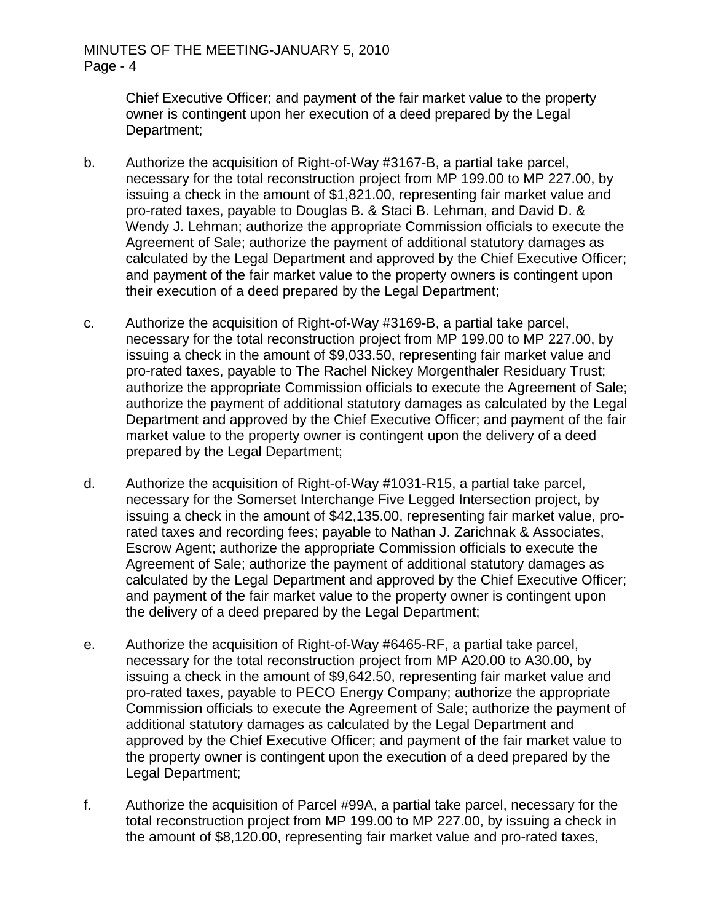Chief Executive Officer; and payment of the fair market value to the property owner is contingent upon her execution of a deed prepared by the Legal Department;

b. Authorize the acquisition of Right-of-Way #3167-B, a partial take parcel, necessary for the total reconstruction project from MP 199.00 to MP 227.00, by issuing a check in the amount of $1,821.00, representing fair market value and pro-rated taxes, payable to Douglas B. & Staci B. Lehman, and David D. & Wendy J. Lehman; authorize the appropriate Commission officials to execute the Agreement of Sale; authorize the payment of additional statutory damages as calculated by the Legal Department and approved by the Chief Executive Officer; and payment of the fair market value to the property owners is contingent upon their execution of a deed prepared by the Legal Department;

c. Authorize the acquisition of Right-of-Way #3169-B, a partial take parcel, necessary for the total reconstruction project from MP 199.00 to MP 227.00, by issuing a check in the amount of $9,033.50, representing fair market value and pro-rated taxes, payable to The Rachel Nickey Morgenthaler Residuary Trust; authorize the appropriate Commission officials to execute the Agreement of Sale; authorize the payment of additional statutory damages as calculated by the Legal Department and approved by the Chief Executive Officer; and payment of the fair market value to the property owner is contingent upon the delivery of a deed prepared by the Legal Department;

d. Authorize the acquisition of Right-of-Way #1031-R15, a partial take parcel, necessary for the Somerset Interchange Five Legged Intersection project, by issuing a check in the amount of $42,135.00, representing fair market value, pro-rated taxes and recording fees; payable to Nathan J. Zarichnak & Associates, Escrow Agent; authorize the appropriate Commission officials to execute the Agreement of Sale; authorize the payment of additional statutory damages as calculated by the Legal Department and approved by the Chief Executive Officer; and payment of the fair market value to the property owner is contingent upon the delivery of a deed prepared by the Legal Department;

e. Authorize the acquisition of Right-of-Way #6465-RF, a partial take parcel, necessary for the total reconstruction project from MP A20.00 to A30.00, by issuing a check in the amount of $9,642.50, representing fair market value and pro-rated taxes, payable to PECO Energy Company; authorize the appropriate Commission officials to execute the Agreement of Sale; authorize the payment of additional statutory damages as calculated by the Legal Department and approved by the Chief Executive Officer; and payment of the fair market value to the property owner is contingent upon the execution of a deed prepared by the Legal Department;

f. Authorize the acquisition of Parcel #99A, a partial take parcel, necessary for the total reconstruction project from MP 199.00 to MP 227.00, by issuing a check in the amount of $8,120.00, representing fair market value and pro-rated taxes,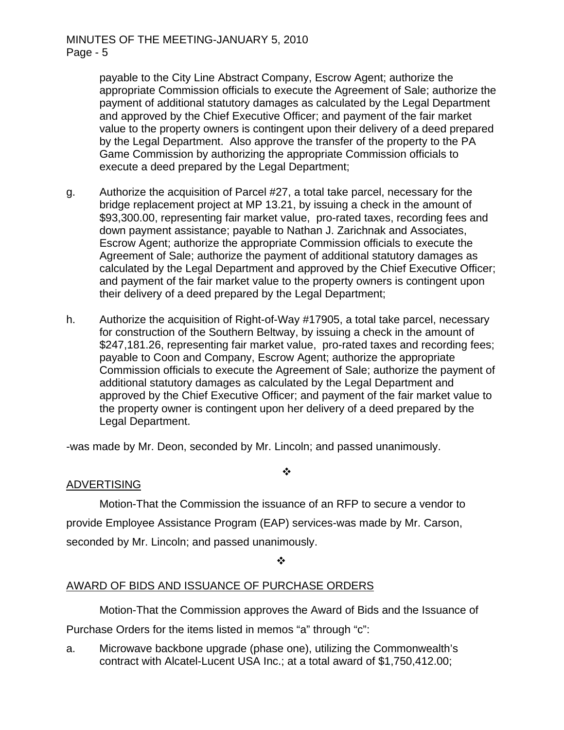payable to the City Line Abstract Company, Escrow Agent; authorize the appropriate Commission officials to execute the Agreement of Sale; authorize the payment of additional statutory damages as calculated by the Legal Department and approved by the Chief Executive Officer; and payment of the fair market value to the property owners is contingent upon their delivery of a deed prepared by the Legal Department. Also approve the transfer of the property to the PA Game Commission by authorizing the appropriate Commission officials to execute a deed prepared by the Legal Department;

g. Authorize the acquisition of Parcel #27, a total take parcel, necessary for the bridge replacement project at MP 13.21, by issuing a check in the amount of $93,300.00, representing fair market value, pro-rated taxes, recording fees and down payment assistance; payable to Nathan J. Zarichnak and Associates, Escrow Agent; authorize the appropriate Commission officials to execute the Agreement of Sale; authorize the payment of additional statutory damages as calculated by the Legal Department and approved by the Chief Executive Officer; and payment of the fair market value to the property owners is contingent upon their delivery of a deed prepared by the Legal Department;

h. Authorize the acquisition of Right-of-Way #17905, a total take parcel, necessary for construction of the Southern Beltway, by issuing a check in the amount of $247,181.26, representing fair market value, pro-rated taxes and recording fees; payable to Coon and Company, Escrow Agent; authorize the appropriate Commission officials to execute the Agreement of Sale; authorize the payment of additional statutory damages as calculated by the Legal Department and approved by the Chief Executive Officer; and payment of the fair market value to the property owner is contingent upon her delivery of a deed prepared by the Legal Department.

-was made by Mr. Deon, seconded by Mr. Lincoln; and passed unanimously.

❖

ADVERTISING

Motion-That the Commission the issuance of an RFP to secure a vendor to provide Employee Assistance Program (EAP) services-was made by Mr. Carson, seconded by Mr. Lincoln; and passed unanimously.

❖

AWARD OF BIDS AND ISSUANCE OF PURCHASE ORDERS

Motion-That the Commission approves the Award of Bids and the Issuance of Purchase Orders for the items listed in memos "a" through "c":

a. Microwave backbone upgrade (phase one), utilizing the Commonwealth's contract with Alcatel-Lucent USA Inc.; at a total award of $1,750,412.00;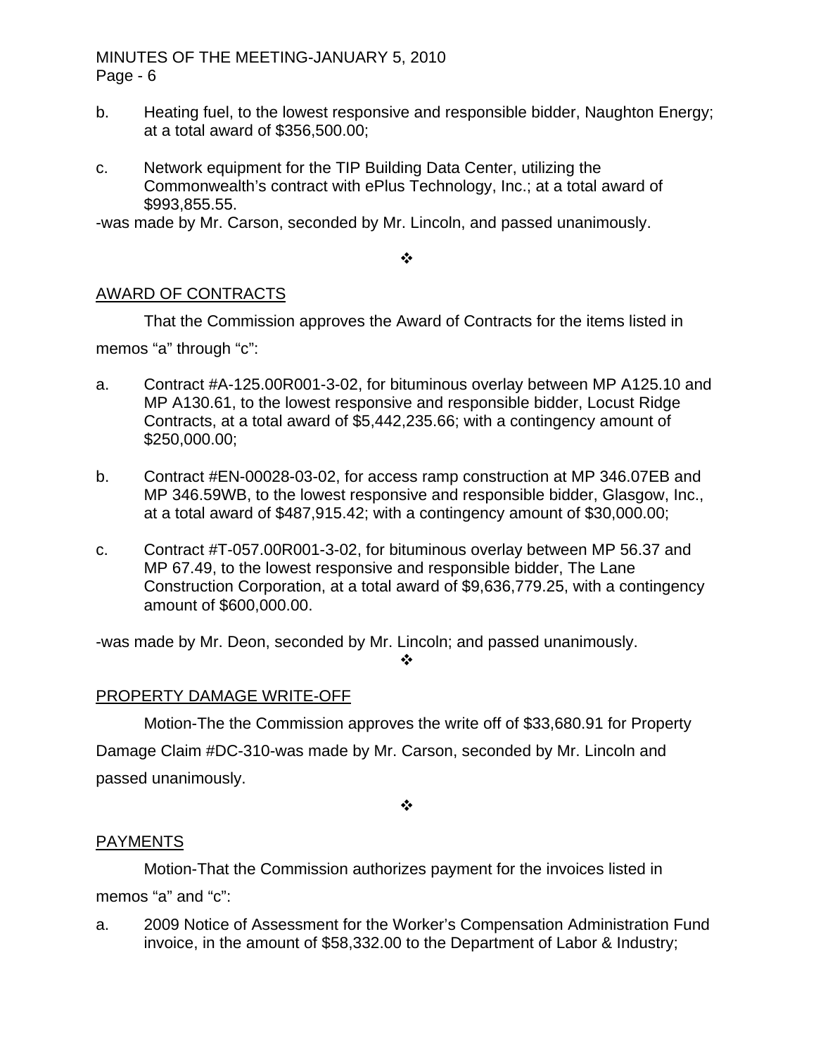b. Heating fuel, to the lowest responsive and responsible bidder, Naughton Energy; at a total award of $356,500.00;

c. Network equipment for the TIP Building Data Center, utilizing the Commonwealth's contract with ePlus Technology, Inc.; at a total award of $993,855.55.

-was made by Mr. Carson, seconded by Mr. Lincoln, and passed unanimously.

❖

AWARD OF CONTRACTS

That the Commission approves the Award of Contracts for the items listed in memos "a" through "c":

a. Contract #A-125.00R001-3-02, for bituminous overlay between MP A125.10 and MP A130.61, to the lowest responsive and responsible bidder, Locust Ridge Contracts, at a total award of $5,442,235.66; with a contingency amount of $250,000.00;

b. Contract #EN-00028-03-02, for access ramp construction at MP 346.07EB and MP 346.59WB, to the lowest responsive and responsible bidder, Glasgow, Inc., at a total award of $487,915.42; with a contingency amount of $30,000.00;

c. Contract #T-057.00R001-3-02, for bituminous overlay between MP 56.37 and MP 67.49, to the lowest responsive and responsible bidder, The Lane Construction Corporation, at a total award of $9,636,779.25, with a contingency amount of $600,000.00.

-was made by Mr. Deon, seconded by Mr. Lincoln; and passed unanimously.

❖

PROPERTY DAMAGE WRITE-OFF

Motion-The the Commission approves the write off of $33,680.91 for Property Damage Claim #DC-310-was made by Mr. Carson, seconded by Mr. Lincoln and passed unanimously.

❖

PAYMENTS

Motion-That the Commission authorizes payment for the invoices listed in memos "a" and "c":

a. 2009 Notice of Assessment for the Worker's Compensation Administration Fund invoice, in the amount of $58,332.00 to the Department of Labor & Industry;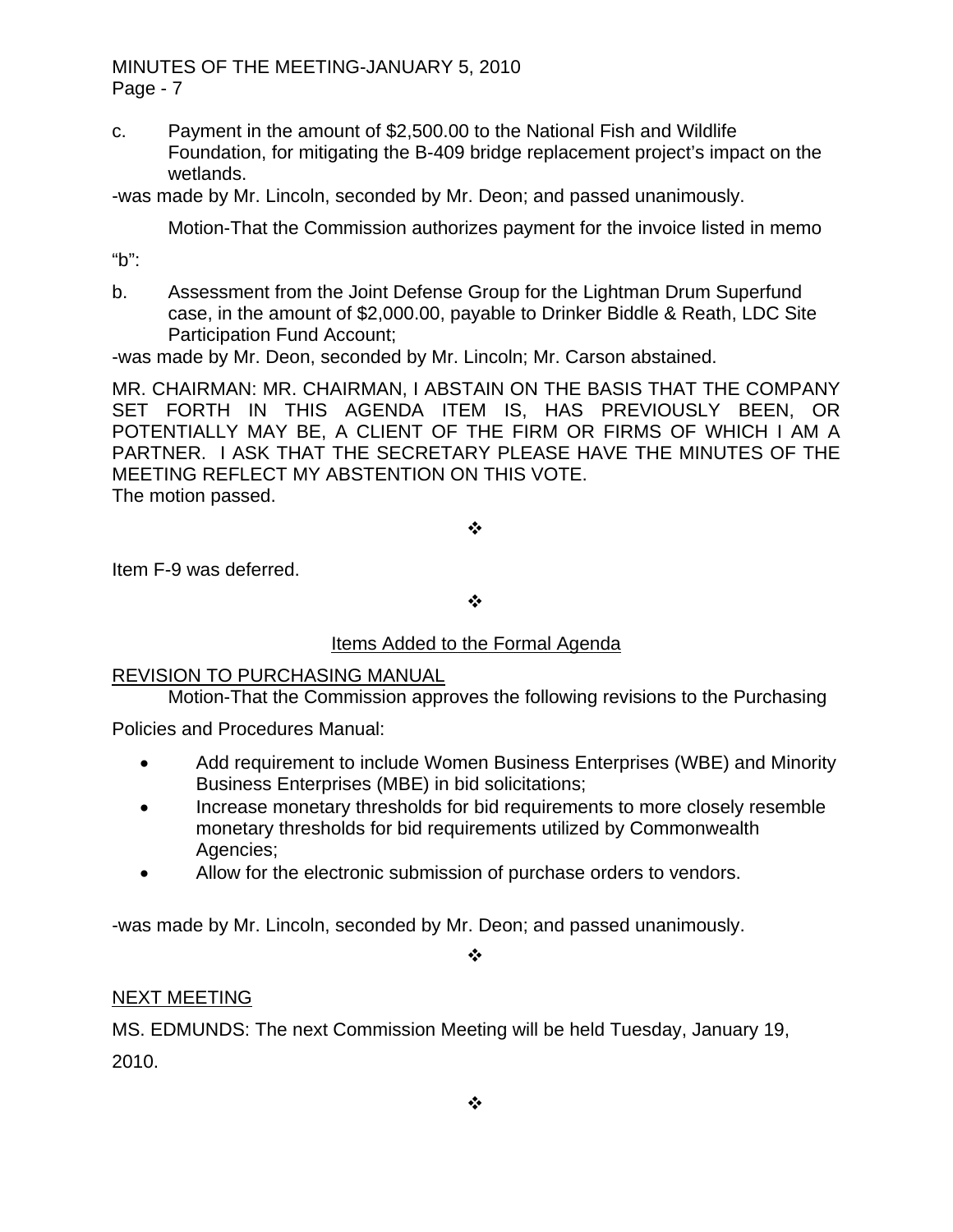c. Payment in the amount of $2,500.00 to the National Fish and Wildlife Foundation, for mitigating the B-409 bridge replacement project's impact on the wetlands.

-was made by Mr. Lincoln, seconded by Mr. Deon; and passed unanimously.

Motion-That the Commission authorizes payment for the invoice listed in memo "b":

b. Assessment from the Joint Defense Group for the Lightman Drum Superfund case, in the amount of $2,000.00, payable to Drinker Biddle & Reath, LDC Site Participation Fund Account;

-was made by Mr. Deon, seconded by Mr. Lincoln; Mr. Carson abstained.

MR. CHAIRMAN: MR. CHAIRMAN, I ABSTAIN ON THE BASIS THAT THE COMPANY SET FORTH IN THIS AGENDA ITEM IS, HAS PREVIOUSLY BEEN, OR POTENTIALLY MAY BE, A CLIENT OF THE FIRM OR FIRMS OF WHICH I AM A PARTNER. I ASK THAT THE SECRETARY PLEASE HAVE THE MINUTES OF THE MEETING REFLECT MY ABSTENTION ON THIS VOTE.

The motion passed.

❖

Item F-9 was deferred.

❖

## Items Added to the Formal Agenda

### REVISION TO PURCHASING MANUAL

Motion-That the Commission approves the following revisions to the Purchasing Policies and Procedures Manual:

- Add requirement to include Women Business Enterprises (WBE) and Minority Business Enterprises (MBE) in bid solicitations;
- Increase monetary thresholds for bid requirements to more closely resemble monetary thresholds for bid requirements utilized by Commonwealth Agencies;
- Allow for the electronic submission of purchase orders to vendors.

-was made by Mr. Lincoln, seconded by Mr. Deon; and passed unanimously.

❖

### NEXT MEETING

MS. EDMUNDS: The next Commission Meeting will be held Tuesday, January 19, 2010.

❖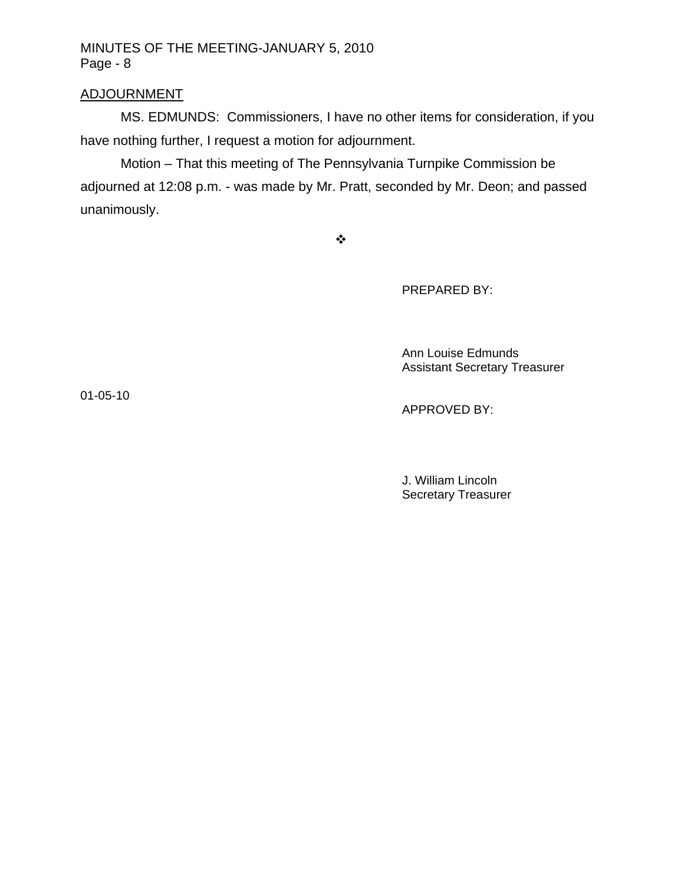## ADJOURNMENT

MS. EDMUNDS: Commissioners, I have no other items for consideration, if you have nothing further, I request a motion for adjournment.

Motion – That this meeting of The Pennsylvania Turnpike Commission be adjourned at 12:08 p.m. - was made by Mr. Pratt, seconded by Mr. Deon; and passed unanimously.

❖

PREPARED BY:

Ann Louise Edmunds
Assistant Secretary Treasurer

01-05-10

APPROVED BY:

J. William Lincoln
Secretary Treasurer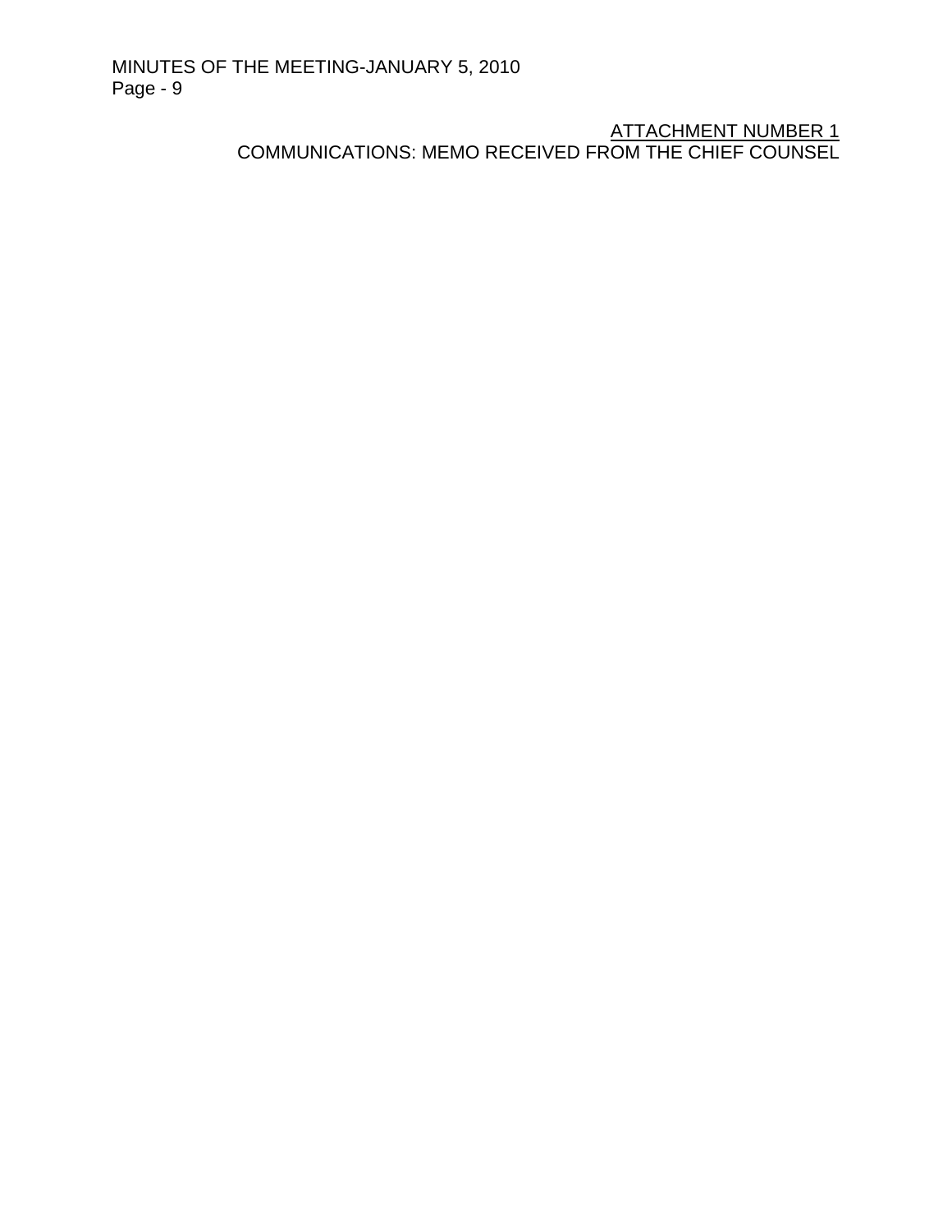<u>ATTACHMENT NUMBER 1</u>

COMMUNICATIONS: MEMO RECEIVED FROM THE CHIEF COUNSEL